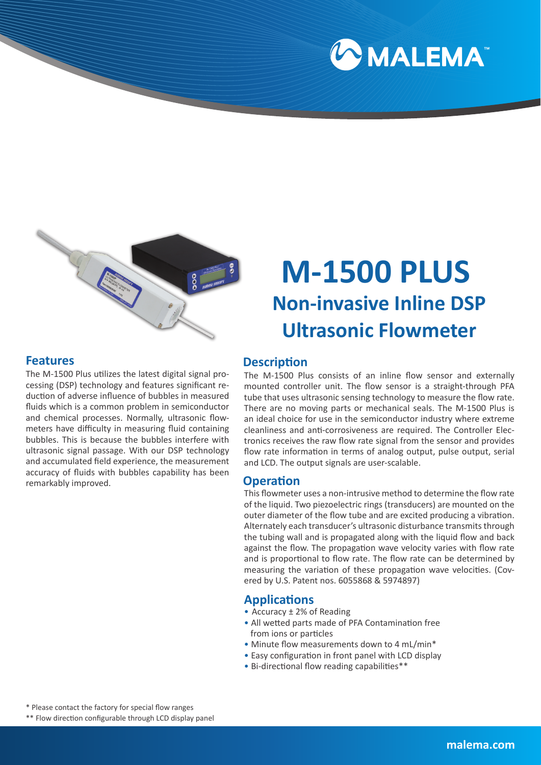# M-1500 PLUS

## Non-invasive Inline DSP Ultrasonic Flowmeter

## Features

The M-1500 Plus utilizes the latest digital signal processing (DSP) technology and features significant reduction of adverse influence of bubbles in measured fluids which is a common problem in semiconductor and chemical processes. Normally, ultrasonic flowmeters have difficulty in measuring fluid containing bubbles. This is because the bubbles interfere with ultrasonic signal passage. With our DSP technology and accumulated field experience, the measurement accuracy of fluids with bubbles capability has been remarkably improved.

## Description

The M-1500 Plus consists of an inline flow sensor and externally mounted controller unit. The flow sensor is a straight-through PFA tube that uses ultrasonic sensing technology to measure the flow rate. There are no moving parts or mechanical seals. The M-1500 Plus is an ideal choice for use in the semiconductor industry where extreme cleanliness and anti-corrosiveness are required. The Controller Electronics receives the raw flow rate signal from the sensor and provides flow rate information in terms of analog output, pulse output, serial and LCD. The output signals are user-scalable.

## Operation

This flowmeter uses a non-intrusive method to determine the flow rate of the liquid. Two piezoelectric rings (transducers) are mounted on the outer diameter of the flow tube and are excited producing a vibration. Alternately each transducer's ultrasonic disturbance transmits through the tubing wall and is propagated along with the liquid flow and back against the flow. The propagation wave velocity varies with flow rate and is proportional to flow rate. The flow rate can be determined by measuring the variation of these propagation wave velocities. (Covered by U.S. Patent nos. 6055868 & 5974897)

## Applications

- Accuracy ± 2% of Reading
- All wetted parts made of PFA Contamination free from ions or particles
- Minute flow measurements down to 4 mL/min*
- Easy configuration in front panel with LCD display
- Bi-directional flow reading capabilities**

\* Please contact the factory for special flow ranges

\*\* Flow direction configurable through LCD display panel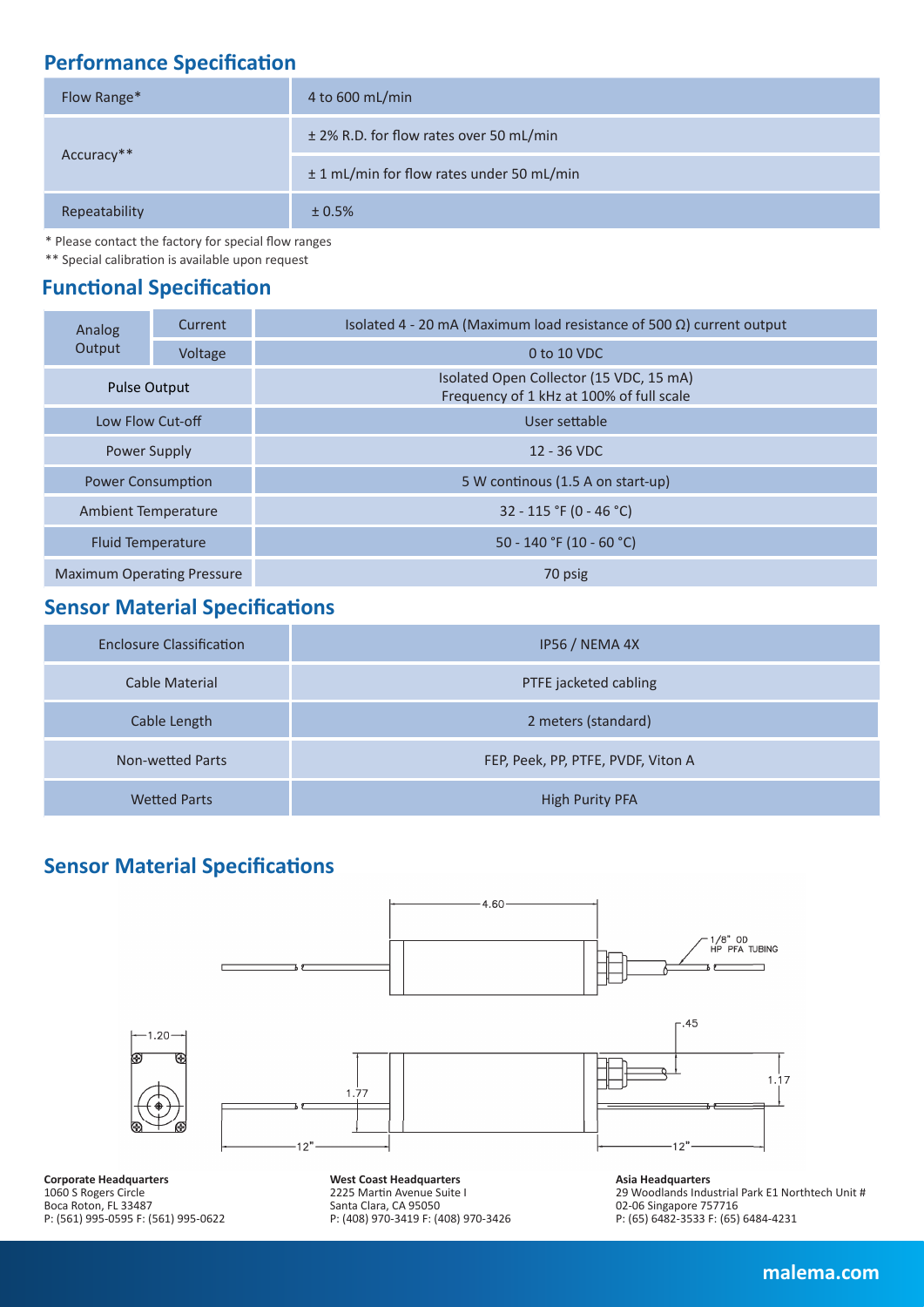## Performance Specification

| Flow Range* | 4 to 600 mL/min |
|---|---|
| Accuracy** | ± 2% R.D. for flow rates over 50 mL/min |
| | ± 1 mL/min for flow rates under 50 mL/min |
| Repeatability | ± 0.5% |

\* Please contact the factory for special flow ranges

** Special calibration is available upon request

## Functional Specification

| | | |
|---|---|---|
| Analog Output | Current | Isolated 4 - 20 mA (Maximum load resistance of 500 Ω) current output |
| | Voltage | 0 to 10 VDC |
| Pulse Output | | Isolated Open Collector (15 VDC, 15 mA) Frequency of 1 kHz at 100% of full scale |
| Low Flow Cut-off | | User settable |
| Power Supply | | 12 - 36 VDC |
| Power Consumption | | 5 W continous (1.5 A on start-up) |
| Ambient Temperature | | 32 - 115 °F (0 - 46 °C) |
| Fluid Temperature | | 50 - 140 °F (10 - 60 °C) |
| Maximum Operating Pressure | | 70 psig |

## Sensor Material Specifications

| Enclosure Classification | IP56 / NEMA 4X |
|---|---|
| Cable Material | PTFE jacketed cabling |
| Cable Length | 2 meters (standard) |
| Non-wetted Parts | FEP, Peek, PP, PTFE, PVDF, Viton A |
| Wetted Parts | High Purity PFA |

## Sensor Material Specifications

4.60

1/8" OD HP PFA TUBING

1.20

.45

1.77

1.17

12"

12"

**Corporate Headquarters**
1060 S Rogers Circle
Boca Roton, FL 33487
P: (561) 995-0595 F: (561) 995-0622

**West Coast Headquarters**
2225 Martin Avenue Suite I
Santa Clara, CA 95050
P: (408) 970-3419 F: (408) 970-3426

**Asia Headquarters**
29 Woodlands Industrial Park E1 Northtech Unit #
02-06 Singapore 757716
P: (65) 6482-3533 F: (65) 6484-4231

**malema.com**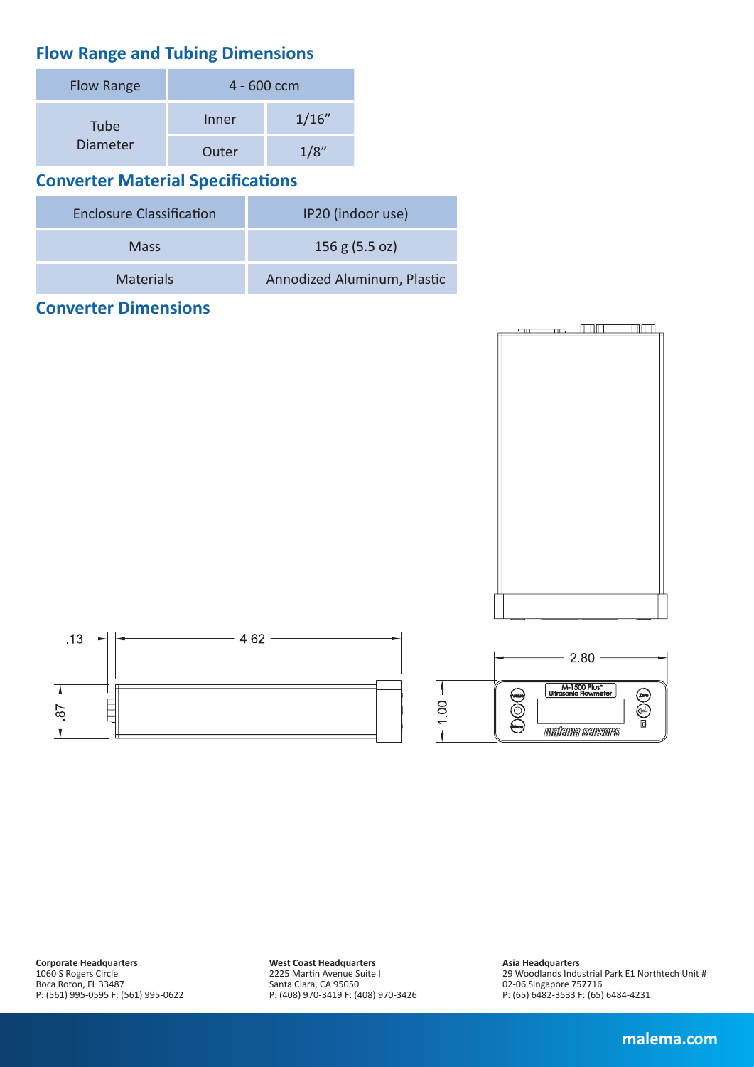## Flow Range and Tubing Dimensions

| Flow Range | 4 - 600 ccm | |
|---|---|---|
| Tube Diameter | Inner | 1/16" |
| | Outer | 1/8" |

## Converter Material Specifications

| Enclosure Classification | IP20 (indoor use) |
|---|---|
| Mass | 156 g (5.5 oz) |
| Materials | Annodized Aluminum, Plastic |

## Converter Dimensions

.13 4.62 .87 1.00 2.80

M-1500 Plus™ Ultrasonic Flowmeter

Value Menu Zero

malema sensors

**Corporate Headquarters**
1060 S Rogers Circle
Boca Roton, FL 33487
P: (561) 995-0595 F: (561) 995-0622

**West Coast Headquarters**
2225 Martin Avenue Suite I
Santa Clara, CA 95050
P: (408) 970-3419 F: (408) 970-3426

**Asia Headquarters**
29 Woodlands Industrial Park E1 Northtech Unit #
02-06 Singapore 757716
P: (65) 6482-3533 F: (65) 6484-4231

**malema.com**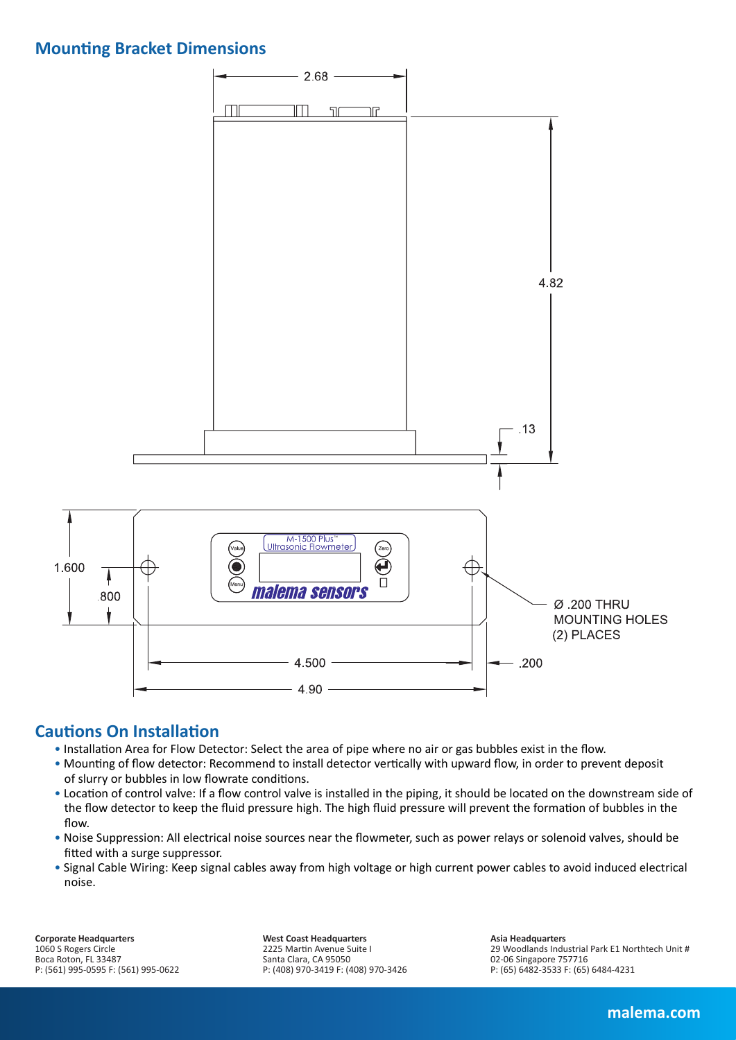## Mounting Bracket Dimensions

2.68

4.82

.13

1.600

.800

M-1500 Plus™
Ultrasonic Flowmeter

Value

Menu

Zero

malema sensors

Ø .200 THRU
MOUNTING HOLES
(2) PLACES

4.500

.200

4.90

## Cautions On Installation

- Installation Area for Flow Detector: Select the area of pipe where no air or gas bubbles exist in the flow.
- Mounting of flow detector: Recommend to install detector vertically with upward flow, in order to prevent deposit of slurry or bubbles in low flowrate conditions.
- Location of control valve: If a flow control valve is installed in the piping, it should be located on the downstream side of the flow detector to keep the fluid pressure high. The high fluid pressure will prevent the formation of bubbles in the flow.
- Noise Suppression: All electrical noise sources near the flowmeter, such as power relays or solenoid valves, should be fitted with a surge suppressor.
- Signal Cable Wiring: Keep signal cables away from high voltage or high current power cables to avoid induced electrical noise.

**Corporate Headquarters**
1060 S Rogers Circle
Boca Roton, FL 33487
P: (561) 995-0595 F: (561) 995-0622

**West Coast Headquarters**
2225 Martin Avenue Suite I
Santa Clara, CA 95050
P: (408) 970-3419 F: (408) 970-3426

**Asia Headquarters**
29 Woodlands Industrial Park E1 Northtech Unit #
02-06 Singapore 757716
P: (65) 6482-3533 F: (65) 6484-4231

malema.com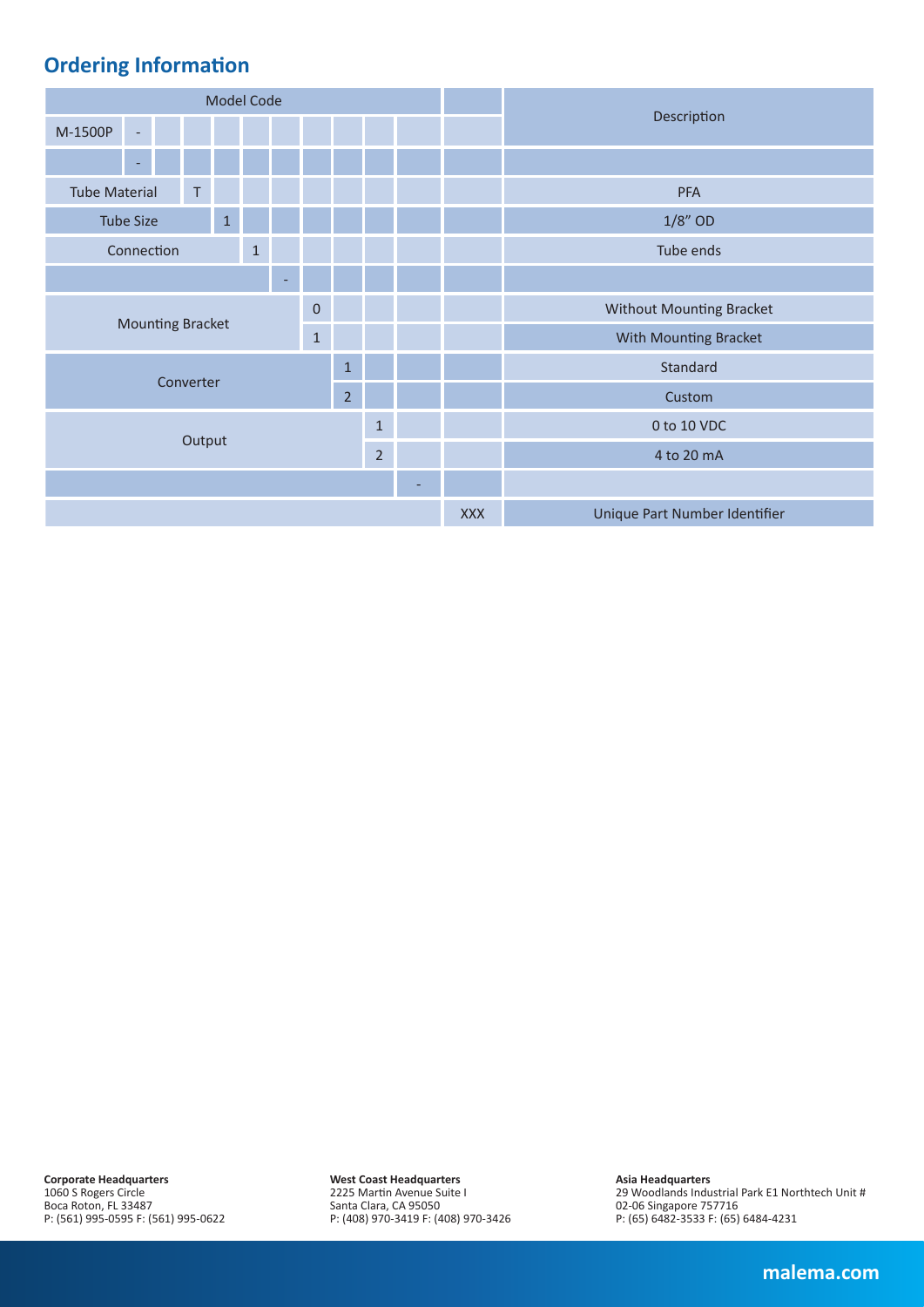## Ordering Information

| Model Code | | | | | | | | | | | | | Description |
|---|---|---|---|---|---|---|---|---|---|---|---|---|---|
| M-1500P | - | | | | | | | | | | | | |
| | - | | | | | | | | | | | | |
| Tube Material | | | T | | | | | | | | | | PFA |
| Tube Size | | | | 1 | | | | | | | | | 1/8" OD |
| Connection | | | | | 1 | | | | | | | | Tube ends |
| | | | | | | - | | | | | | | |
| Mounting Bracket | | | | | | | 0 | | | | | | Without Mounting Bracket |
| | | | | | | | 1 | | | | | | With Mounting Bracket |
| Converter | | | | | | | | 1 | | | | | Standard |
| | | | | | | | | 2 | | | | | Custom |
| Output | | | | | | | | | 1 | | | | 0 to 10 VDC |
| | | | | | | | | | 2 | | | | 4 to 20 mA |
| | | | | | | | | | | - | | | |
| | | | | | | | | | | | XXX | | Unique Part Number Identifier |

**Corporate Headquarters**
1060 S Rogers Circle
Boca Roton, FL 33487
P: (561) 995-0595 F: (561) 995-0622

**West Coast Headquarters**
2225 Martin Avenue Suite I
Santa Clara, CA 95050
P: (408) 970-3419 F: (408) 970-3426

**Asia Headquarters**
29 Woodlands Industrial Park E1 Northtech Unit #
02-06 Singapore 757716
P: (65) 6482-3533 F: (65) 6484-4231

**malema.com**